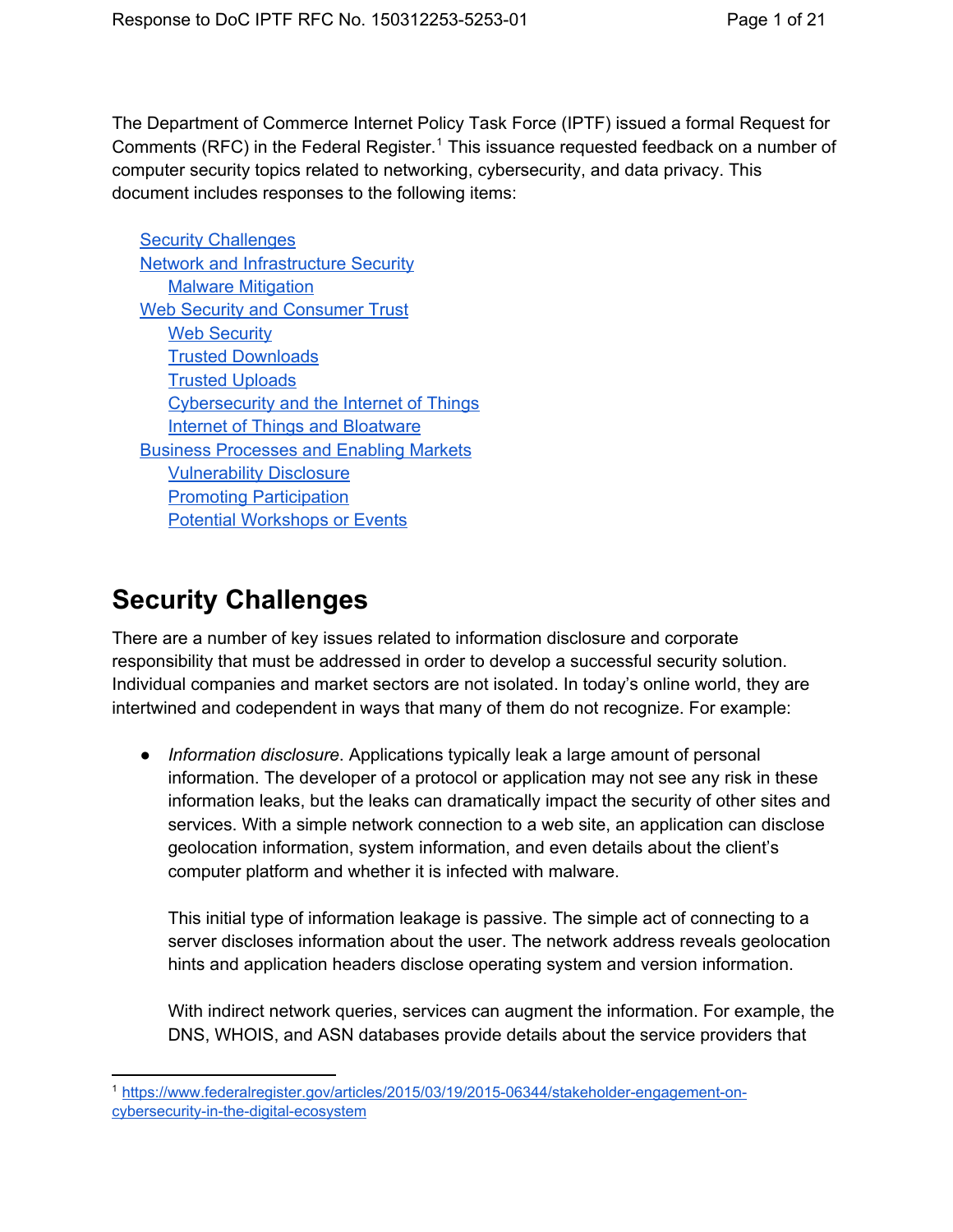The Department of Commerce Internet Policy Task Force (IPTF) issued a formal Request for Comments (RFC) in the Federal Register.[1] This issuance requested feedback on a number of computer security topics related to networking, cybersecurity, and data privacy. This document includes responses to the following items:

- Security Challenges
- Network and Infrastructure Security
  - Malware Mitigation
- Web Security and Consumer Trust
  - Web Security
  - Trusted Downloads
  - Trusted Uploads
  - Cybersecurity and the Internet of Things
  - Internet of Things and Bloatware
- Business Processes and Enabling Markets
  - Vulnerability Disclosure
  - Promoting Participation
  - Potential Workshops or Events

# Security Challenges

There are a number of key issues related to information disclosure and corporate responsibility that must be addressed in order to develop a successful security solution. Individual companies and market sectors are not isolated. In today's online world, they are intertwined and codependent in ways that many of them do not recognize. For example:

- *Information disclosure*. Applications typically leak a large amount of personal information. The developer of a protocol or application may not see any risk in these information leaks, but the leaks can dramatically impact the security of other sites and services. With a simple network connection to a web site, an application can disclose geolocation information, system information, and even details about the client's computer platform and whether it is infected with malware.

  This initial type of information leakage is passive. The simple act of connecting to a server discloses information about the user. The network address reveals geolocation hints and application headers disclose operating system and version information.

  With indirect network queries, services can augment the information. For example, the DNS, WHOIS, and ASN databases provide details about the service providers that

[1] https://www.federalregister.gov/articles/2015/03/19/2015-06344/stakeholder-engagement-on-cybersecurity-in-the-digital-ecosystem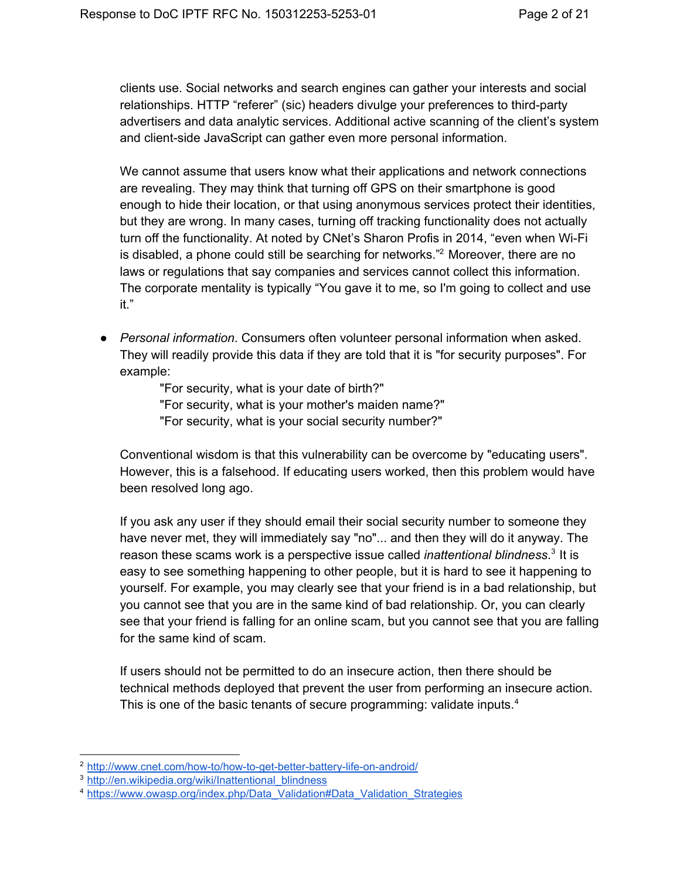clients use. Social networks and search engines can gather your interests and social relationships. HTTP "referer" (sic) headers divulge your preferences to third-party advertisers and data analytic services. Additional active scanning of the client's system and client-side JavaScript can gather even more personal information.

We cannot assume that users know what their applications and network connections are revealing. They may think that turning off GPS on their smartphone is good enough to hide their location, or that using anonymous services protect their identities, but they are wrong. In many cases, turning off tracking functionality does not actually turn off the functionality. At noted by CNet's Sharon Profis in 2014, "even when Wi-Fi is disabled, a phone could still be searching for networks."[2] Moreover, there are no laws or regulations that say companies and services cannot collect this information. The corporate mentality is typically "You gave it to me, so I'm going to collect and use it."

- *Personal information*. Consumers often volunteer personal information when asked. They will readily provide this data if they are told that it is "for security purposes". For example:

  > "For security, what is your date of birth?"
  > "For security, what is your mother's maiden name?"
  > "For security, what is your social security number?"

  Conventional wisdom is that this vulnerability can be overcome by "educating users". However, this is a falsehood. If educating users worked, then this problem would have been resolved long ago.

  If you ask any user if they should email their social security number to someone they have never met, they will immediately say "no"... and then they will do it anyway. The reason these scams work is a perspective issue called *inattentional blindness*.[3] It is easy to see something happening to other people, but it is hard to see it happening to yourself. For example, you may clearly see that your friend is in a bad relationship, but you cannot see that you are in the same kind of bad relationship. Or, you can clearly see that your friend is falling for an online scam, but you cannot see that you are falling for the same kind of scam.

  If users should not be permitted to do an insecure action, then there should be technical methods deployed that prevent the user from performing an insecure action. This is one of the basic tenants of secure programming: validate inputs.[4]

---

[2] http://www.cnet.com/how-to/how-to-get-better-battery-life-on-android/

[3] http://en.wikipedia.org/wiki/Inattentional_blindness

[4] https://www.owasp.org/index.php/Data_Validation#Data_Validation_Strategies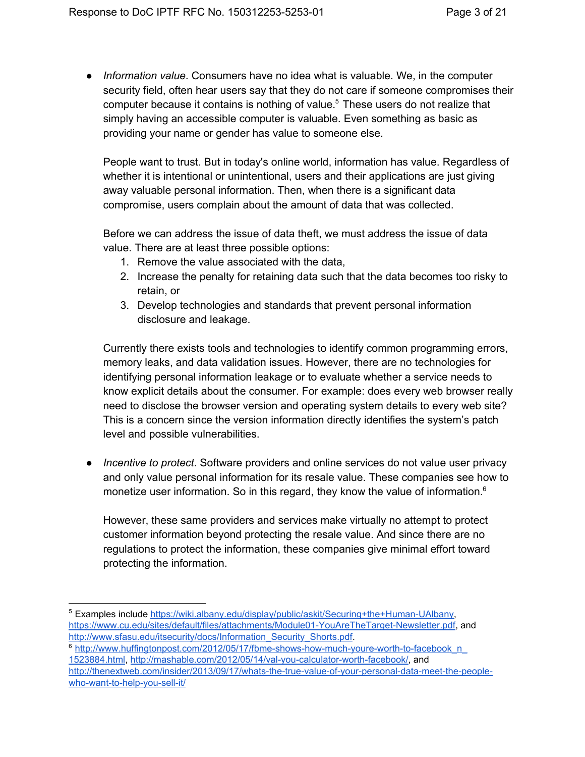- *Information value*. Consumers have no idea what is valuable. We, in the computer security field, often hear users say that they do not care if someone compromises their computer because it contains is nothing of value.[5] These users do not realize that simply having an accessible computer is valuable. Even something as basic as providing your name or gender has value to someone else.

  People want to trust. But in today's online world, information has value. Regardless of whether it is intentional or unintentional, users and their applications are just giving away valuable personal information. Then, when there is a significant data compromise, users complain about the amount of data that was collected.

  Before we can address the issue of data theft, we must address the issue of data value. There are at least three possible options:

  1. Remove the value associated with the data,
  2. Increase the penalty for retaining data such that the data becomes too risky to retain, or
  3. Develop technologies and standards that prevent personal information disclosure and leakage.

  Currently there exists tools and technologies to identify common programming errors, memory leaks, and data validation issues. However, there are no technologies for identifying personal information leakage or to evaluate whether a service needs to know explicit details about the consumer. For example: does every web browser really need to disclose the browser version and operating system details to every web site? This is a concern since the version information directly identifies the system's patch level and possible vulnerabilities.

- *Incentive to protect*. Software providers and online services do not value user privacy and only value personal information for its resale value. These companies see how to monetize user information. So in this regard, they know the value of information.[6]

  However, these same providers and services make virtually no attempt to protect customer information beyond protecting the resale value. And since there are no regulations to protect the information, these companies give minimal effort toward protecting the information.

---

[5] Examples include https://wiki.albany.edu/display/public/askit/Securing+the+Human-UAlbany, https://www.cu.edu/sites/default/files/attachments/Module01-YouAreTheTarget-Newsletter.pdf, and http://www.sfasu.edu/itsecurity/docs/Information_Security_Shorts.pdf.

[6] http://www.huffingtonpost.com/2012/05/17/fbme-shows-how-much-youre-worth-to-facebook_n_1523884.html, http://mashable.com/2012/05/14/val-you-calculator-worth-facebook/, and http://thenextweb.com/insider/2013/09/17/whats-the-true-value-of-your-personal-data-meet-the-people-who-want-to-help-you-sell-it/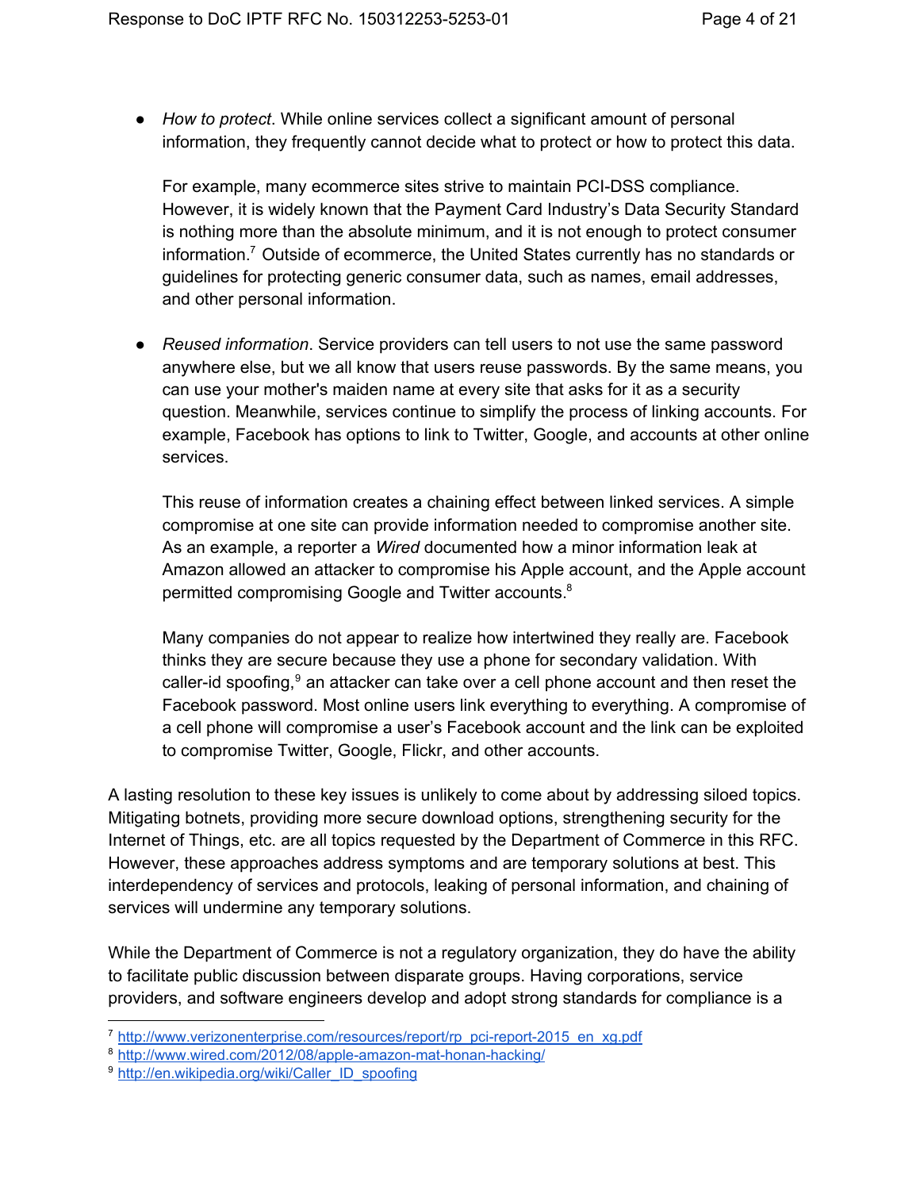- *How to protect*. While online services collect a significant amount of personal information, they frequently cannot decide what to protect or how to protect this data.

  For example, many ecommerce sites strive to maintain PCI-DSS compliance. However, it is widely known that the Payment Card Industry's Data Security Standard is nothing more than the absolute minimum, and it is not enough to protect consumer information.[7] Outside of ecommerce, the United States currently has no standards or guidelines for protecting generic consumer data, such as names, email addresses, and other personal information.

- *Reused information*. Service providers can tell users to not use the same password anywhere else, but we all know that users reuse passwords. By the same means, you can use your mother's maiden name at every site that asks for it as a security question. Meanwhile, services continue to simplify the process of linking accounts. For example, Facebook has options to link to Twitter, Google, and accounts at other online services.

  This reuse of information creates a chaining effect between linked services. A simple compromise at one site can provide information needed to compromise another site. As an example, a reporter a *Wired* documented how a minor information leak at Amazon allowed an attacker to compromise his Apple account, and the Apple account permitted compromising Google and Twitter accounts.[8]

  Many companies do not appear to realize how intertwined they really are. Facebook thinks they are secure because they use a phone for secondary validation. With caller-id spoofing,[9] an attacker can take over a cell phone account and then reset the Facebook password. Most online users link everything to everything. A compromise of a cell phone will compromise a user's Facebook account and the link can be exploited to compromise Twitter, Google, Flickr, and other accounts.

A lasting resolution to these key issues is unlikely to come about by addressing siloed topics. Mitigating botnets, providing more secure download options, strengthening security for the Internet of Things, etc. are all topics requested by the Department of Commerce in this RFC. However, these approaches address symptoms and are temporary solutions at best. This interdependency of services and protocols, leaking of personal information, and chaining of services will undermine any temporary solutions.

While the Department of Commerce is not a regulatory organization, they do have the ability to facilitate public discussion between disparate groups. Having corporations, service providers, and software engineers develop and adopt strong standards for compliance is a

---

[7] http://www.verizonenterprise.com/resources/report/rp_pci-report-2015_en_xg.pdf
[8] http://www.wired.com/2012/08/apple-amazon-mat-honan-hacking/
[9] http://en.wikipedia.org/wiki/Caller_ID_spoofing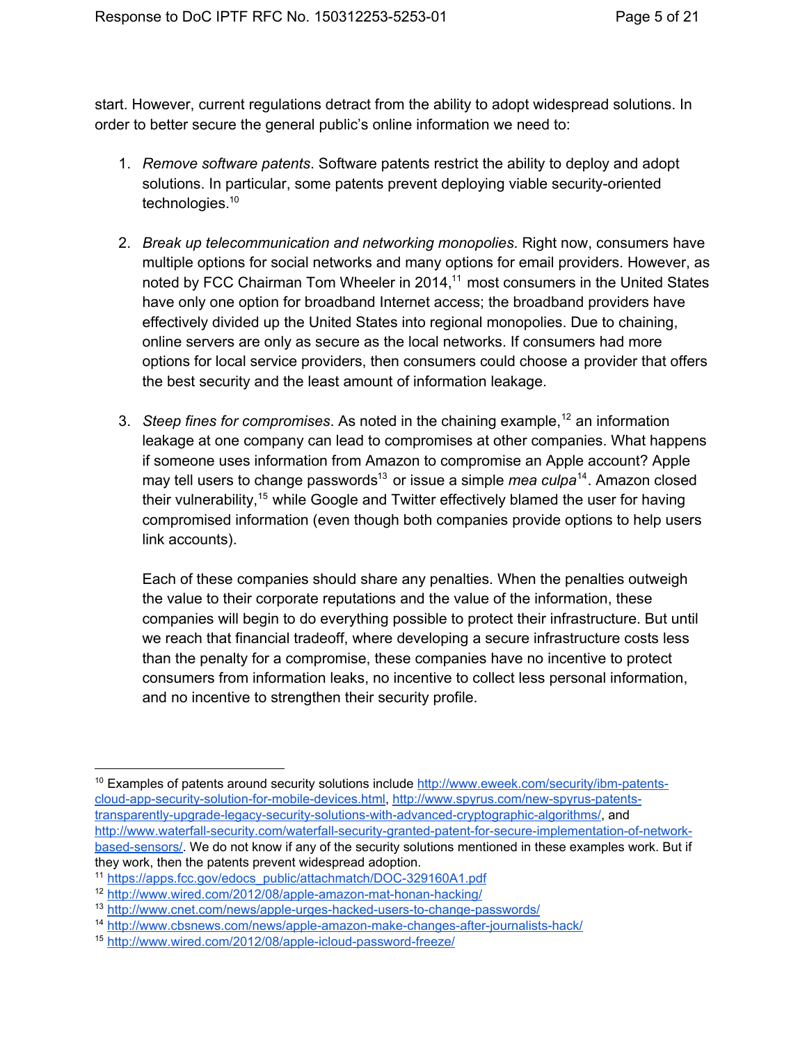start. However, current regulations detract from the ability to adopt widespread solutions. In order to better secure the general public's online information we need to:

1. *Remove software patents*. Software patents restrict the ability to deploy and adopt solutions. In particular, some patents prevent deploying viable security-oriented technologies.[10]

2. *Break up telecommunication and networking monopolies*. Right now, consumers have multiple options for social networks and many options for email providers. However, as noted by FCC Chairman Tom Wheeler in 2014,[11] most consumers in the United States have only one option for broadband Internet access; the broadband providers have effectively divided up the United States into regional monopolies. Due to chaining, online servers are only as secure as the local networks. If consumers had more options for local service providers, then consumers could choose a provider that offers the best security and the least amount of information leakage.

3. *Steep fines for compromises*. As noted in the chaining example,[12] an information leakage at one company can lead to compromises at other companies. What happens if someone uses information from Amazon to compromise an Apple account? Apple may tell users to change passwords[13] or issue a simple *mea culpa*[14]. Amazon closed their vulnerability,[15] while Google and Twitter effectively blamed the user for having compromised information (even though both companies provide options to help users link accounts).

   Each of these companies should share any penalties. When the penalties outweigh the value to their corporate reputations and the value of the information, these companies will begin to do everything possible to protect their infrastructure. But until we reach that financial tradeoff, where developing a secure infrastructure costs less than the penalty for a compromise, these companies have no incentive to protect consumers from information leaks, no incentive to collect less personal information, and no incentive to strengthen their security profile.

---

[10] Examples of patents around security solutions include http://www.eweek.com/security/ibm-patents-cloud-app-security-solution-for-mobile-devices.html, http://www.spyrus.com/new-spyrus-patents-transparently-upgrade-legacy-security-solutions-with-advanced-cryptographic-algorithms/, and http://www.waterfall-security.com/waterfall-security-granted-patent-for-secure-implementation-of-network-based-sensors/. We do not know if any of the security solutions mentioned in these examples work. But if they work, then the patents prevent widespread adoption.

[11] https://apps.fcc.gov/edocs_public/attachmatch/DOC-329160A1.pdf

[12] http://www.wired.com/2012/08/apple-amazon-mat-honan-hacking/

[13] http://www.cnet.com/news/apple-urges-hacked-users-to-change-passwords/

[14] http://www.cbsnews.com/news/apple-amazon-make-changes-after-journalists-hack/

[15] http://www.wired.com/2012/08/apple-icloud-password-freeze/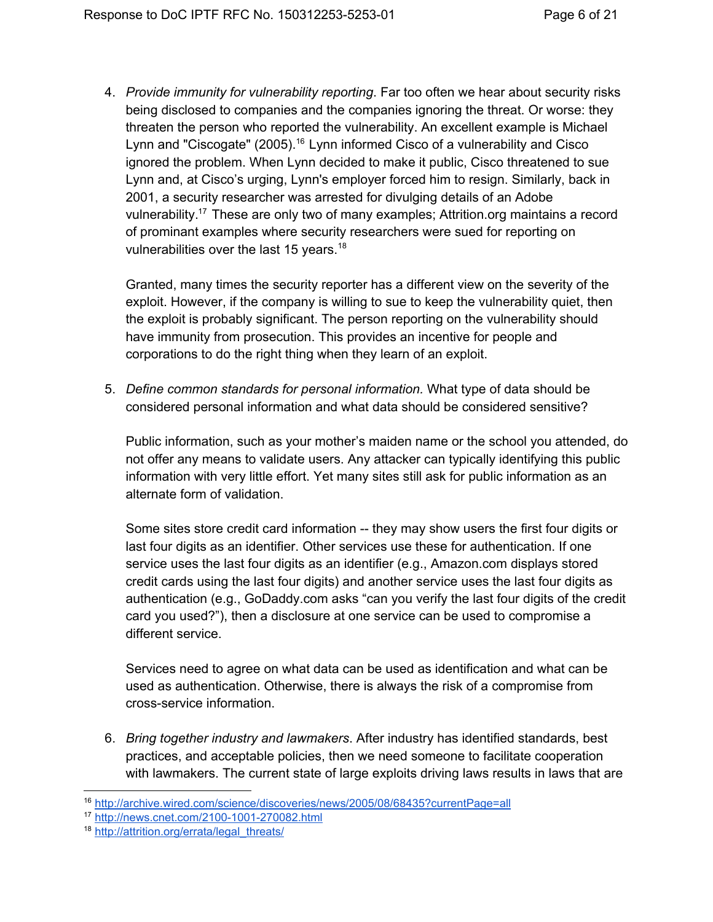4. *Provide immunity for vulnerability reporting.* Far too often we hear about security risks being disclosed to companies and the companies ignoring the threat. Or worse: they threaten the person who reported the vulnerability. An excellent example is Michael Lynn and "Ciscogate" (2005).[16] Lynn informed Cisco of a vulnerability and Cisco ignored the problem. When Lynn decided to make it public, Cisco threatened to sue Lynn and, at Cisco's urging, Lynn's employer forced him to resign. Similarly, back in 2001, a security researcher was arrested for divulging details of an Adobe vulnerability.[17] These are only two of many examples; Attrition.org maintains a record of prominant examples where security researchers were sued for reporting on vulnerabilities over the last 15 years.[18]

   Granted, many times the security reporter has a different view on the severity of the exploit. However, if the company is willing to sue to keep the vulnerability quiet, then the exploit is probably significant. The person reporting on the vulnerability should have immunity from prosecution. This provides an incentive for people and corporations to do the right thing when they learn of an exploit.

5. *Define common standards for personal information.* What type of data should be considered personal information and what data should be considered sensitive?

   Public information, such as your mother's maiden name or the school you attended, do not offer any means to validate users. Any attacker can typically identifying this public information with very little effort. Yet many sites still ask for public information as an alternate form of validation.

   Some sites store credit card information -- they may show users the first four digits or last four digits as an identifier. Other services use these for authentication. If one service uses the last four digits as an identifier (e.g., Amazon.com displays stored credit cards using the last four digits) and another service uses the last four digits as authentication (e.g., GoDaddy.com asks "can you verify the last four digits of the credit card you used?"), then a disclosure at one service can be used to compromise a different service.

   Services need to agree on what data can be used as identification and what can be used as authentication. Otherwise, there is always the risk of a compromise from cross-service information.

6. *Bring together industry and lawmakers*. After industry has identified standards, best practices, and acceptable policies, then we need someone to facilitate cooperation with lawmakers. The current state of large exploits driving laws results in laws that are

---

[16] http://archive.wired.com/science/discoveries/news/2005/08/68435?currentPage=all

[17] http://news.cnet.com/2100-1001-270082.html

[18] http://attrition.org/errata/legal_threats/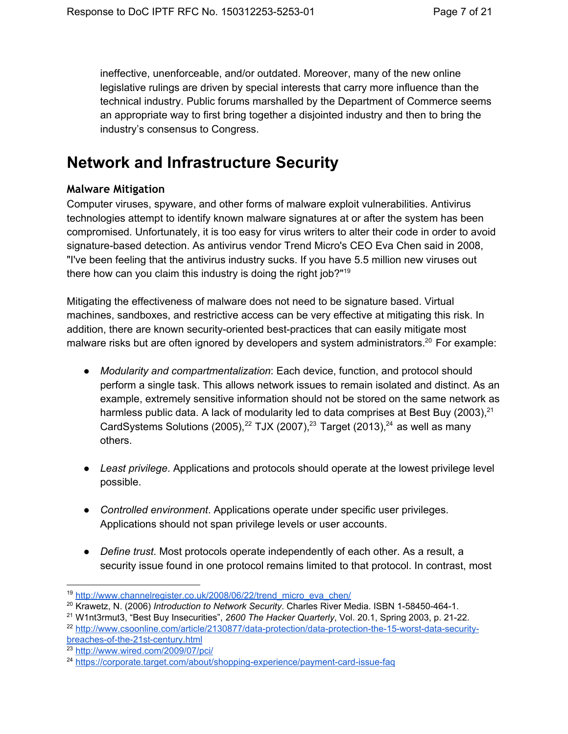ineffective, unenforceable, and/or outdated. Moreover, many of the new online legislative rulings are driven by special interests that carry more influence than the technical industry. Public forums marshalled by the Department of Commerce seems an appropriate way to first bring together a disjointed industry and then to bring the industry's consensus to Congress.

# Network and Infrastructure Security

### Malware Mitigation

Computer viruses, spyware, and other forms of malware exploit vulnerabilities. Antivirus technologies attempt to identify known malware signatures at or after the system has been compromised. Unfortunately, it is too easy for virus writers to alter their code in order to avoid signature-based detection. As antivirus vendor Trend Micro's CEO Eva Chen said in 2008, "I've been feeling that the antivirus industry sucks. If you have 5.5 million new viruses out there how can you claim this industry is doing the right job?"[19]

Mitigating the effectiveness of malware does not need to be signature based. Virtual machines, sandboxes, and restrictive access can be very effective at mitigating this risk. In addition, there are known security-oriented best-practices that can easily mitigate most malware risks but are often ignored by developers and system administrators.[20] For example:

- *Modularity and compartmentalization*: Each device, function, and protocol should perform a single task. This allows network issues to remain isolated and distinct. As an example, extremely sensitive information should not be stored on the same network as harmless public data. A lack of modularity led to data comprises at Best Buy (2003),[21] CardSystems Solutions (2005),[22] TJX (2007),[23] Target (2013),[24] as well as many others.

- *Least privilege*. Applications and protocols should operate at the lowest privilege level possible.

- *Controlled environment*. Applications operate under specific user privileges. Applications should not span privilege levels or user accounts.

- *Define trust*. Most protocols operate independently of each other. As a result, a security issue found in one protocol remains limited to that protocol. In contrast, most

---

[19] http://www.channelregister.co.uk/2008/06/22/trend_micro_eva_chen/

[20] Krawetz, N. (2006) *Introduction to Network Security*. Charles River Media. ISBN 1-58450-464-1.

[21] W1nt3rmut3, "Best Buy Insecurities", *2600 The Hacker Quarterly*, Vol. 20.1, Spring 2003, p. 21-22.

[22] http://www.csoonline.com/article/2130877/data-protection/data-protection-the-15-worst-data-security-breaches-of-the-21st-century.html

[23] http://www.wired.com/2009/07/pci/

[24] https://corporate.target.com/about/shopping-experience/payment-card-issue-faq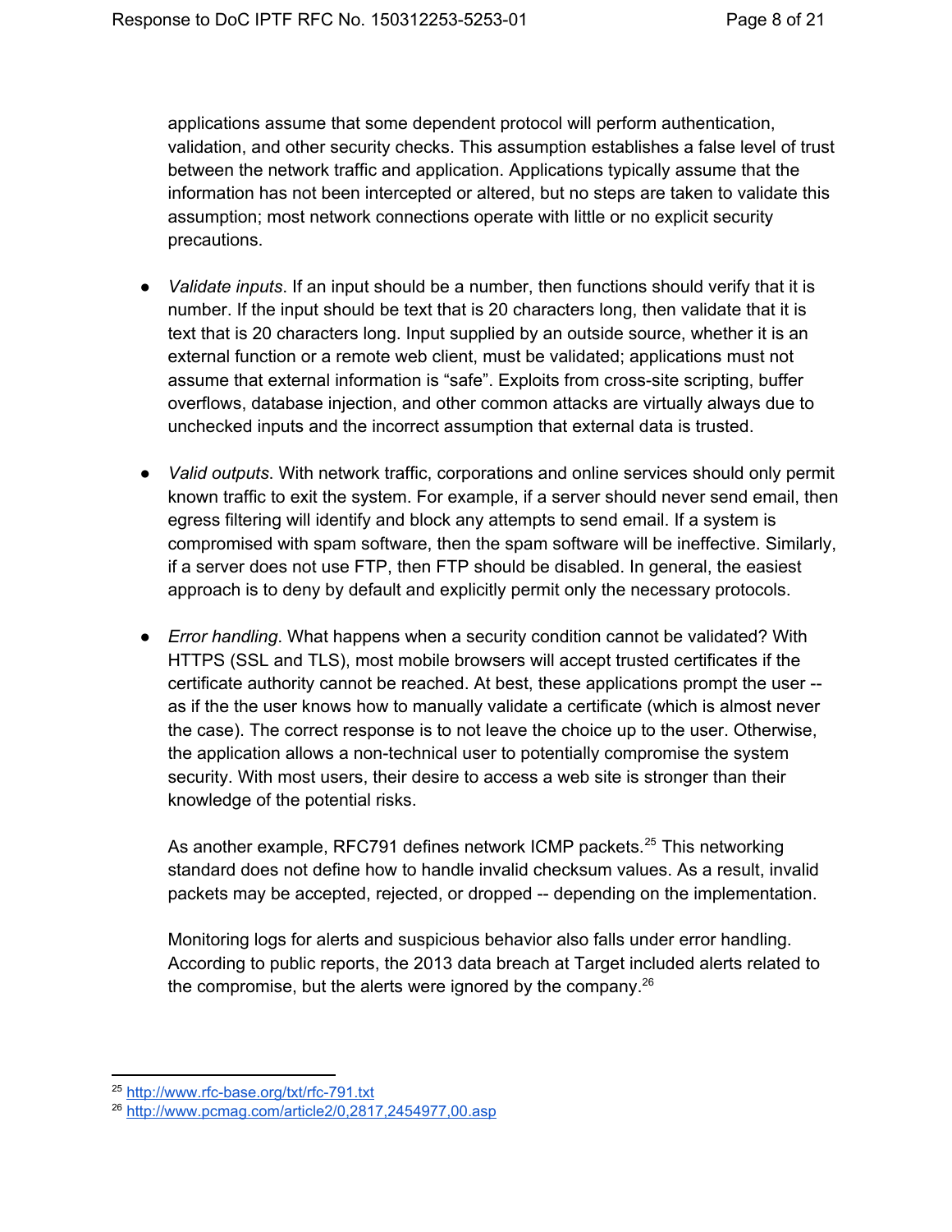applications assume that some dependent protocol will perform authentication, validation, and other security checks. This assumption establishes a false level of trust between the network traffic and application. Applications typically assume that the information has not been intercepted or altered, but no steps are taken to validate this assumption; most network connections operate with little or no explicit security precautions.

- *Validate inputs*. If an input should be a number, then functions should verify that it is number. If the input should be text that is 20 characters long, then validate that it is text that is 20 characters long. Input supplied by an outside source, whether it is an external function or a remote web client, must be validated; applications must not assume that external information is "safe". Exploits from cross-site scripting, buffer overflows, database injection, and other common attacks are virtually always due to unchecked inputs and the incorrect assumption that external data is trusted.

- *Valid outputs*. With network traffic, corporations and online services should only permit known traffic to exit the system. For example, if a server should never send email, then egress filtering will identify and block any attempts to send email. If a system is compromised with spam software, then the spam software will be ineffective. Similarly, if a server does not use FTP, then FTP should be disabled. In general, the easiest approach is to deny by default and explicitly permit only the necessary protocols.

- *Error handling*. What happens when a security condition cannot be validated? With HTTPS (SSL and TLS), most mobile browsers will accept trusted certificates if the certificate authority cannot be reached. At best, these applications prompt the user -- as if the the user knows how to manually validate a certificate (which is almost never the case). The correct response is to not leave the choice up to the user. Otherwise, the application allows a non-technical user to potentially compromise the system security. With most users, their desire to access a web site is stronger than their knowledge of the potential risks.

  As another example, RFC791 defines network ICMP packets.[25] This networking standard does not define how to handle invalid checksum values. As a result, invalid packets may be accepted, rejected, or dropped -- depending on the implementation.

  Monitoring logs for alerts and suspicious behavior also falls under error handling. According to public reports, the 2013 data breach at Target included alerts related to the compromise, but the alerts were ignored by the company.[26]

---

[25] http://www.rfc-base.org/txt/rfc-791.txt

[26] http://www.pcmag.com/article2/0,2817,2454977,00.asp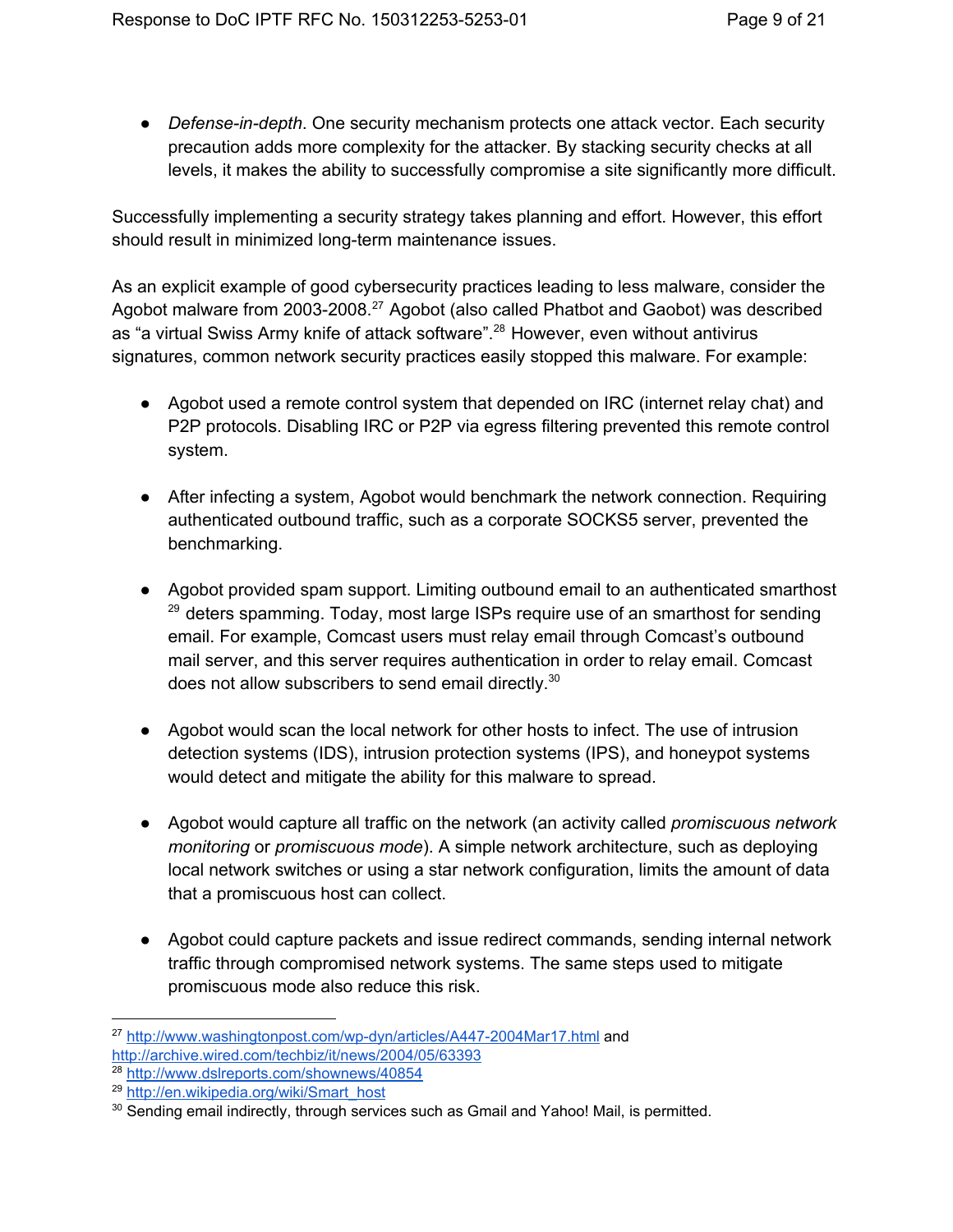- *Defense-in-depth*. One security mechanism protects one attack vector. Each security precaution adds more complexity for the attacker. By stacking security checks at all levels, it makes the ability to successfully compromise a site significantly more difficult.

Successfully implementing a security strategy takes planning and effort. However, this effort should result in minimized long-term maintenance issues.

As an explicit example of good cybersecurity practices leading to less malware, consider the Agobot malware from 2003-2008.[27] Agobot (also called Phatbot and Gaobot) was described as “a virtual Swiss Army knife of attack software”.[28] However, even without antivirus signatures, common network security practices easily stopped this malware. For example:

- Agobot used a remote control system that depended on IRC (internet relay chat) and P2P protocols. Disabling IRC or P2P via egress filtering prevented this remote control system.
- After infecting a system, Agobot would benchmark the network connection. Requiring authenticated outbound traffic, such as a corporate SOCKS5 server, prevented the benchmarking.
- Agobot provided spam support. Limiting outbound email to an authenticated smarthost [29] deters spamming. Today, most large ISPs require use of an smarthost for sending email. For example, Comcast users must relay email through Comcast’s outbound mail server, and this server requires authentication in order to relay email. Comcast does not allow subscribers to send email directly.[30]
- Agobot would scan the local network for other hosts to infect. The use of intrusion detection systems (IDS), intrusion protection systems (IPS), and honeypot systems would detect and mitigate the ability for this malware to spread.
- Agobot would capture all traffic on the network (an activity called *promiscuous network monitoring* or *promiscuous mode*). A simple network architecture, such as deploying local network switches or using a star network configuration, limits the amount of data that a promiscuous host can collect.
- Agobot could capture packets and issue redirect commands, sending internal network traffic through compromised network systems. The same steps used to mitigate promiscuous mode also reduce this risk.

---

[27] http://www.washingtonpost.com/wp-dyn/articles/A447-2004Mar17.html and http://archive.wired.com/techbiz/it/news/2004/05/63393

[28] http://www.dslreports.com/shownews/40854

[29] http://en.wikipedia.org/wiki/Smart_host

[30] Sending email indirectly, through services such as Gmail and Yahoo! Mail, is permitted.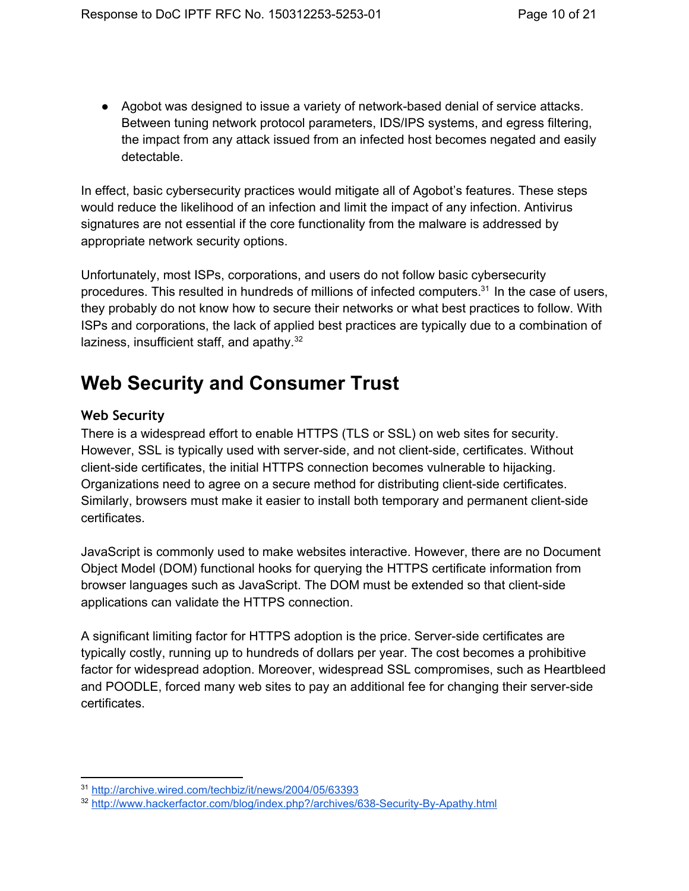- Agobot was designed to issue a variety of network-based denial of service attacks. Between tuning network protocol parameters, IDS/IPS systems, and egress filtering, the impact from any attack issued from an infected host becomes negated and easily detectable.

In effect, basic cybersecurity practices would mitigate all of Agobot's features. These steps would reduce the likelihood of an infection and limit the impact of any infection. Antivirus signatures are not essential if the core functionality from the malware is addressed by appropriate network security options.

Unfortunately, most ISPs, corporations, and users do not follow basic cybersecurity procedures. This resulted in hundreds of millions of infected computers.[31] In the case of users, they probably do not know how to secure their networks or what best practices to follow. With ISPs and corporations, the lack of applied best practices are typically due to a combination of laziness, insufficient staff, and apathy.[32]

# Web Security and Consumer Trust

## Web Security

There is a widespread effort to enable HTTPS (TLS or SSL) on web sites for security. However, SSL is typically used with server-side, and not client-side, certificates. Without client-side certificates, the initial HTTPS connection becomes vulnerable to hijacking. Organizations need to agree on a secure method for distributing client-side certificates. Similarly, browsers must make it easier to install both temporary and permanent client-side certificates.

JavaScript is commonly used to make websites interactive. However, there are no Document Object Model (DOM) functional hooks for querying the HTTPS certificate information from browser languages such as JavaScript. The DOM must be extended so that client-side applications can validate the HTTPS connection.

A significant limiting factor for HTTPS adoption is the price. Server-side certificates are typically costly, running up to hundreds of dollars per year. The cost becomes a prohibitive factor for widespread adoption. Moreover, widespread SSL compromises, such as Heartbleed and POODLE, forced many web sites to pay an additional fee for changing their server-side certificates.

---

[31] http://archive.wired.com/techbiz/it/news/2004/05/63393

[32] http://www.hackerfactor.com/blog/index.php?/archives/638-Security-By-Apathy.html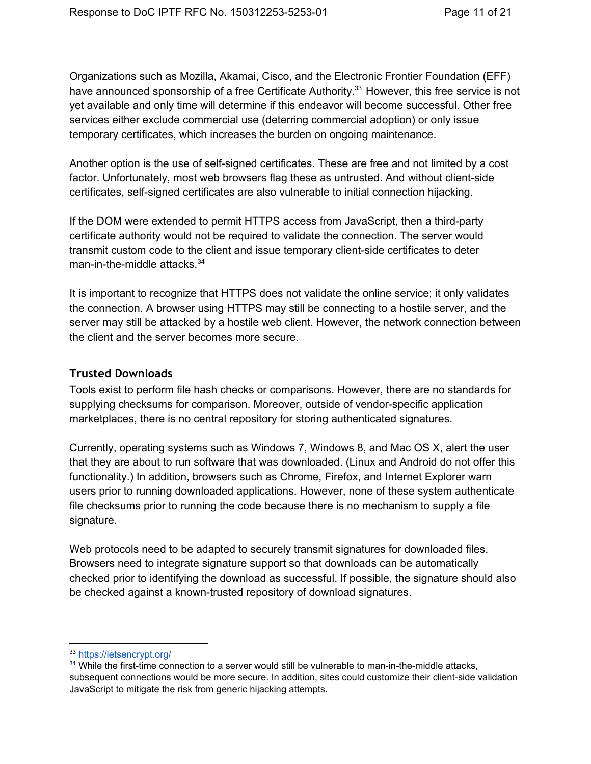Organizations such as Mozilla, Akamai, Cisco, and the Electronic Frontier Foundation (EFF) have announced sponsorship of a free Certificate Authority.[33] However, this free service is not yet available and only time will determine if this endeavor will become successful. Other free services either exclude commercial use (deterring commercial adoption) or only issue temporary certificates, which increases the burden on ongoing maintenance.

Another option is the use of self-signed certificates. These are free and not limited by a cost factor. Unfortunately, most web browsers flag these as untrusted. And without client-side certificates, self-signed certificates are also vulnerable to initial connection hijacking.

If the DOM were extended to permit HTTPS access from JavaScript, then a third-party certificate authority would not be required to validate the connection. The server would transmit custom code to the client and issue temporary client-side certificates to deter man-in-the-middle attacks.[34]

It is important to recognize that HTTPS does not validate the online service; it only validates the connection. A browser using HTTPS may still be connecting to a hostile server, and the server may still be attacked by a hostile web client. However, the network connection between the client and the server becomes more secure.

## Trusted Downloads

Tools exist to perform file hash checks or comparisons. However, there are no standards for supplying checksums for comparison. Moreover, outside of vendor-specific application marketplaces, there is no central repository for storing authenticated signatures.

Currently, operating systems such as Windows 7, Windows 8, and Mac OS X, alert the user that they are about to run software that was downloaded. (Linux and Android do not offer this functionality.) In addition, browsers such as Chrome, Firefox, and Internet Explorer warn users prior to running downloaded applications. However, none of these system authenticate file checksums prior to running the code because there is no mechanism to supply a file signature.

Web protocols need to be adapted to securely transmit signatures for downloaded files. Browsers need to integrate signature support so that downloads can be automatically checked prior to identifying the download as successful. If possible, the signature should also be checked against a known-trusted repository of download signatures.

---

[33] https://letsencrypt.org/

[34] While the first-time connection to a server would still be vulnerable to man-in-the-middle attacks, subsequent connections would be more secure. In addition, sites could customize their client-side validation JavaScript to mitigate the risk from generic hijacking attempts.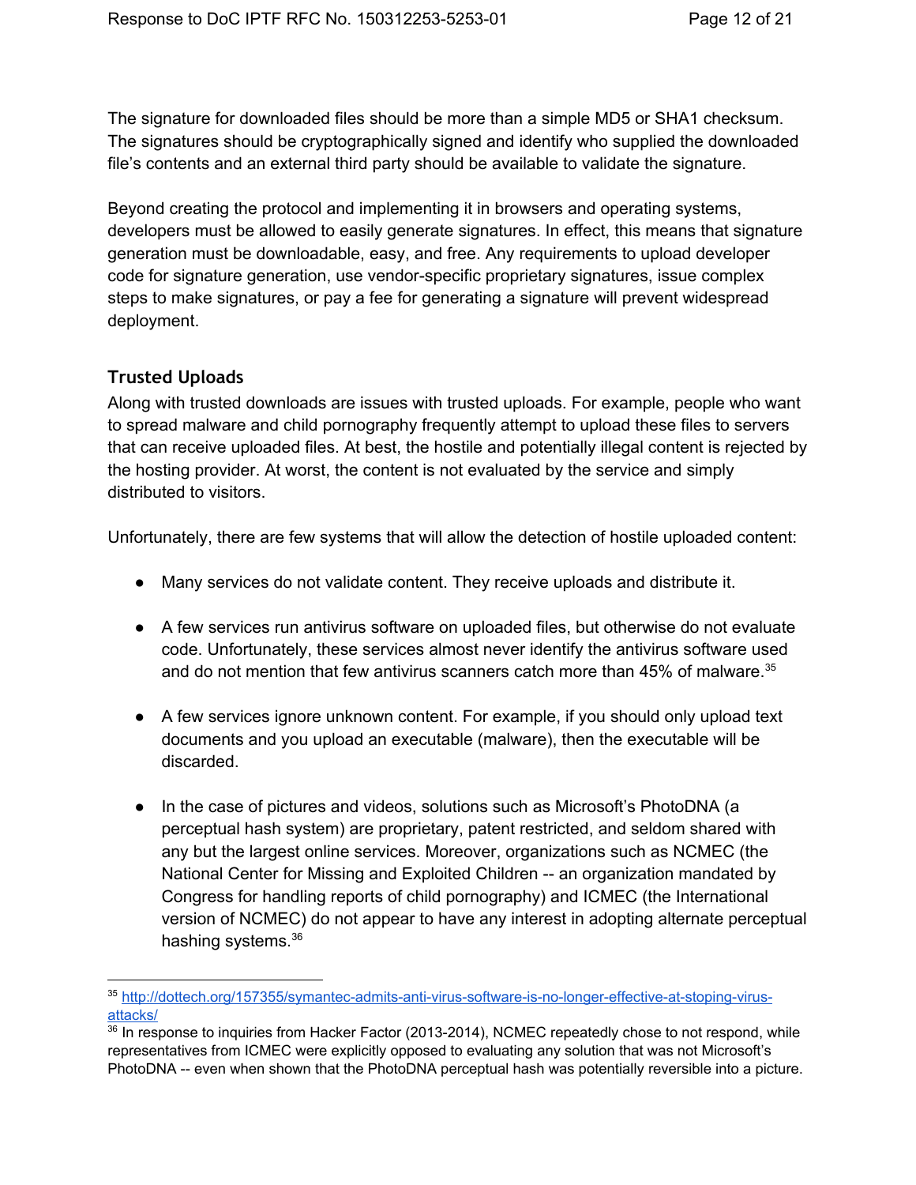The signature for downloaded files should be more than a simple MD5 or SHA1 checksum. The signatures should be cryptographically signed and identify who supplied the downloaded file's contents and an external third party should be available to validate the signature.

Beyond creating the protocol and implementing it in browsers and operating systems, developers must be allowed to easily generate signatures. In effect, this means that signature generation must be downloadable, easy, and free. Any requirements to upload developer code for signature generation, use vendor-specific proprietary signatures, issue complex steps to make signatures, or pay a fee for generating a signature will prevent widespread deployment.

### Trusted Uploads

Along with trusted downloads are issues with trusted uploads. For example, people who want to spread malware and child pornography frequently attempt to upload these files to servers that can receive uploaded files. At best, the hostile and potentially illegal content is rejected by the hosting provider. At worst, the content is not evaluated by the service and simply distributed to visitors.

Unfortunately, there are few systems that will allow the detection of hostile uploaded content:

- Many services do not validate content. They receive uploads and distribute it.

- A few services run antivirus software on uploaded files, but otherwise do not evaluate code. Unfortunately, these services almost never identify the antivirus software used and do not mention that few antivirus scanners catch more than 45% of malware.[35]

- A few services ignore unknown content. For example, if you should only upload text documents and you upload an executable (malware), then the executable will be discarded.

- In the case of pictures and videos, solutions such as Microsoft's PhotoDNA (a perceptual hash system) are proprietary, patent restricted, and seldom shared with any but the largest online services. Moreover, organizations such as NCMEC (the National Center for Missing and Exploited Children -- an organization mandated by Congress for handling reports of child pornography) and ICMEC (the International version of NCMEC) do not appear to have any interest in adopting alternate perceptual hashing systems.[36]

---

[35] http://dottech.org/157355/symantec-admits-anti-virus-software-is-no-longer-effective-at-stoping-virus-attacks/

[36] In response to inquiries from Hacker Factor (2013-2014), NCMEC repeatedly chose to not respond, while representatives from ICMEC were explicitly opposed to evaluating any solution that was not Microsoft's PhotoDNA -- even when shown that the PhotoDNA perceptual hash was potentially reversible into a picture.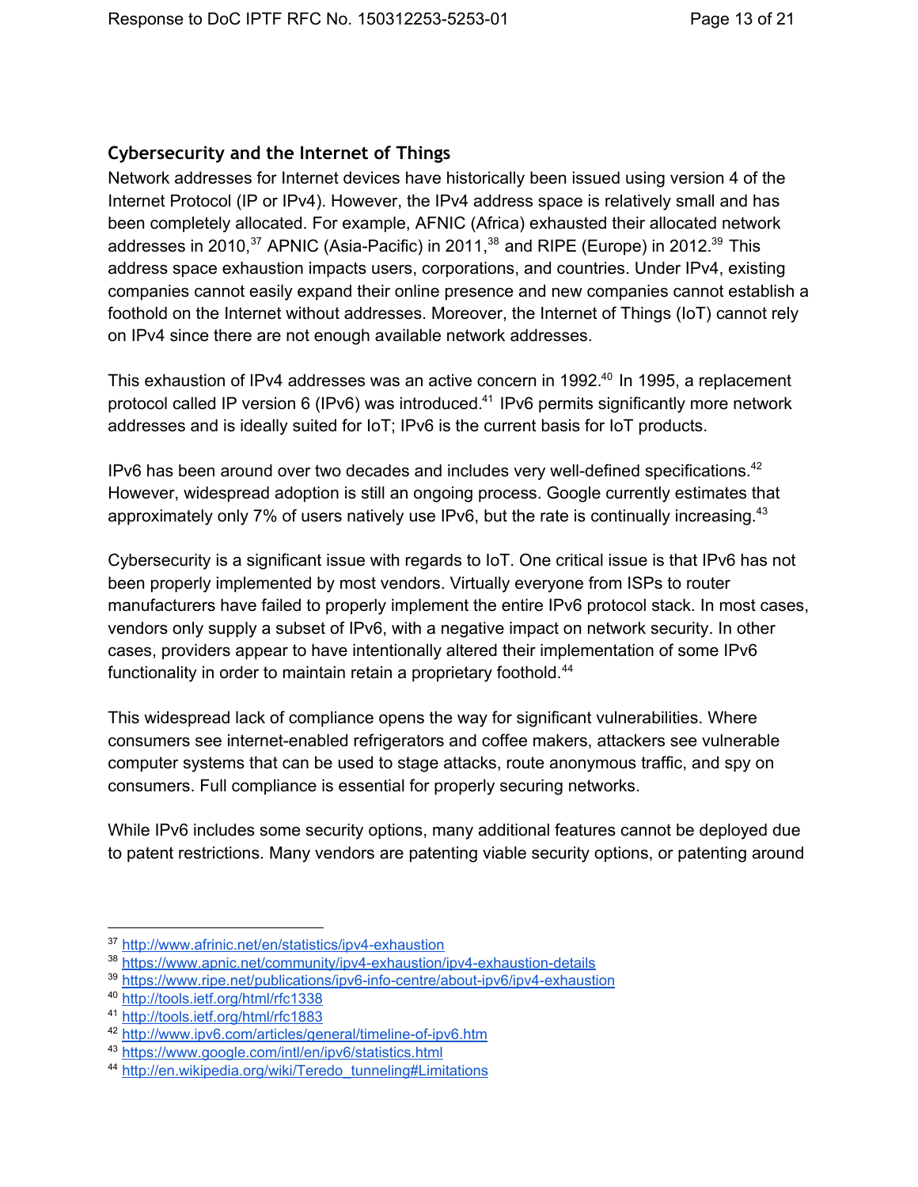### Cybersecurity and the Internet of Things

Network addresses for Internet devices have historically been issued using version 4 of the Internet Protocol (IP or IPv4). However, the IPv4 address space is relatively small and has been completely allocated. For example, AFNIC (Africa) exhausted their allocated network addresses in 2010,[37] APNIC (Asia-Pacific) in 2011,[38] and RIPE (Europe) in 2012.[39] This address space exhaustion impacts users, corporations, and countries. Under IPv4, existing companies cannot easily expand their online presence and new companies cannot establish a foothold on the Internet without addresses. Moreover, the Internet of Things (IoT) cannot rely on IPv4 since there are not enough available network addresses.

This exhaustion of IPv4 addresses was an active concern in 1992.[40] In 1995, a replacement protocol called IP version 6 (IPv6) was introduced.[41] IPv6 permits significantly more network addresses and is ideally suited for IoT; IPv6 is the current basis for IoT products.

IPv6 has been around over two decades and includes very well-defined specifications.[42] However, widespread adoption is still an ongoing process. Google currently estimates that approximately only 7% of users natively use IPv6, but the rate is continually increasing.[43]

Cybersecurity is a significant issue with regards to IoT. One critical issue is that IPv6 has not been properly implemented by most vendors. Virtually everyone from ISPs to router manufacturers have failed to properly implement the entire IPv6 protocol stack. In most cases, vendors only supply a subset of IPv6, with a negative impact on network security. In other cases, providers appear to have intentionally altered their implementation of some IPv6 functionality in order to maintain retain a proprietary foothold.[44]

This widespread lack of compliance opens the way for significant vulnerabilities. Where consumers see internet-enabled refrigerators and coffee makers, attackers see vulnerable computer systems that can be used to stage attacks, route anonymous traffic, and spy on consumers. Full compliance is essential for properly securing networks.

While IPv6 includes some security options, many additional features cannot be deployed due to patent restrictions. Many vendors are patenting viable security options, or patenting around

---

[37] http://www.afrinic.net/en/statistics/ipv4-exhaustion
[38] https://www.apnic.net/community/ipv4-exhaustion/ipv4-exhaustion-details
[39] https://www.ripe.net/publications/ipv6-info-centre/about-ipv6/ipv4-exhaustion
[40] http://tools.ietf.org/html/rfc1338
[41] http://tools.ietf.org/html/rfc1883
[42] http://www.ipv6.com/articles/general/timeline-of-ipv6.htm
[43] https://www.google.com/intl/en/ipv6/statistics.html
[44] http://en.wikipedia.org/wiki/Teredo_tunneling#Limitations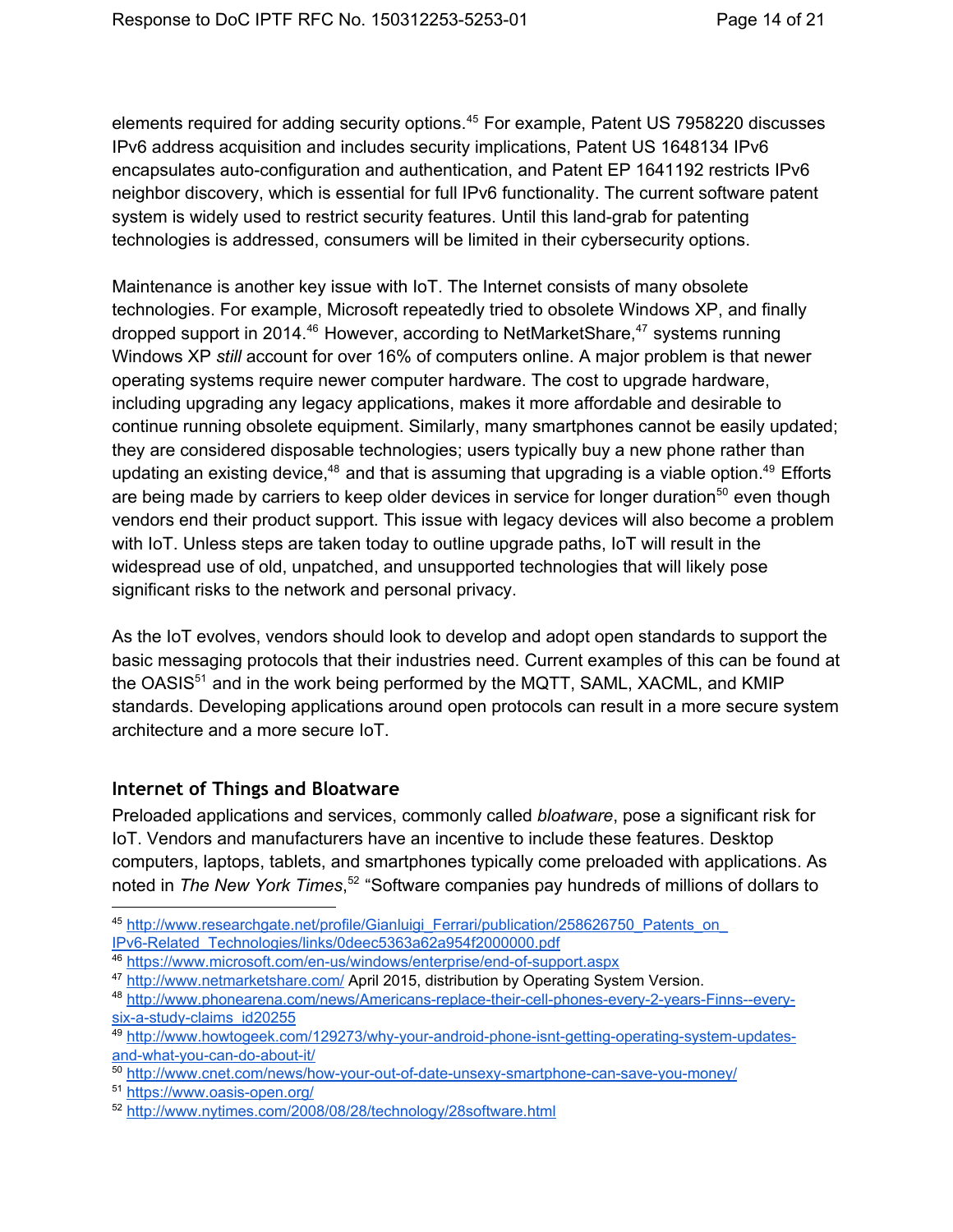elements required for adding security options.[45] For example, Patent US 7958220 discusses IPv6 address acquisition and includes security implications, Patent US 1648134 IPv6 encapsulates auto-configuration and authentication, and Patent EP 1641192 restricts IPv6 neighbor discovery, which is essential for full IPv6 functionality. The current software patent system is widely used to restrict security features. Until this land-grab for patenting technologies is addressed, consumers will be limited in their cybersecurity options.

Maintenance is another key issue with IoT. The Internet consists of many obsolete technologies. For example, Microsoft repeatedly tried to obsolete Windows XP, and finally dropped support in 2014.[46] However, according to NetMarketShare,[47] systems running Windows XP *still* account for over 16% of computers online. A major problem is that newer operating systems require newer computer hardware. The cost to upgrade hardware, including upgrading any legacy applications, makes it more affordable and desirable to continue running obsolete equipment. Similarly, many smartphones cannot be easily updated; they are considered disposable technologies; users typically buy a new phone rather than updating an existing device,[48] and that is assuming that upgrading is a viable option.[49] Efforts are being made by carriers to keep older devices in service for longer duration[50] even though vendors end their product support. This issue with legacy devices will also become a problem with IoT. Unless steps are taken today to outline upgrade paths, IoT will result in the widespread use of old, unpatched, and unsupported technologies that will likely pose significant risks to the network and personal privacy.

As the IoT evolves, vendors should look to develop and adopt open standards to support the basic messaging protocols that their industries need. Current examples of this can be found at the OASIS[51] and in the work being performed by the MQTT, SAML, XACML, and KMIP standards. Developing applications around open protocols can result in a more secure system architecture and a more secure IoT.

## Internet of Things and Bloatware

Preloaded applications and services, commonly called *bloatware*, pose a significant risk for IoT. Vendors and manufacturers have an incentive to include these features. Desktop computers, laptops, tablets, and smartphones typically come preloaded with applications. As noted in *The New York Times*,[52] "Software companies pay hundreds of millions of dollars to

---

[45] http://www.researchgate.net/profile/Gianluigi_Ferrari/publication/258626750_Patents_on_IPv6-Related_Technologies/links/0deec5363a62a954f2000000.pdf

[46] https://www.microsoft.com/en-us/windows/enterprise/end-of-support.aspx

[47] http://www.netmarketshare.com/ April 2015, distribution by Operating System Version.

[48] http://www.phonearena.com/news/Americans-replace-their-cell-phones-every-2-years-Finns--every-six-a-study-claims_id20255

[49] http://www.howtogeek.com/129273/why-your-android-phone-isnt-getting-operating-system-updates-and-what-you-can-do-about-it/

[50] http://www.cnet.com/news/how-your-out-of-date-unsexy-smartphone-can-save-you-money/

[51] https://www.oasis-open.org/

[52] http://www.nytimes.com/2008/08/28/technology/28software.html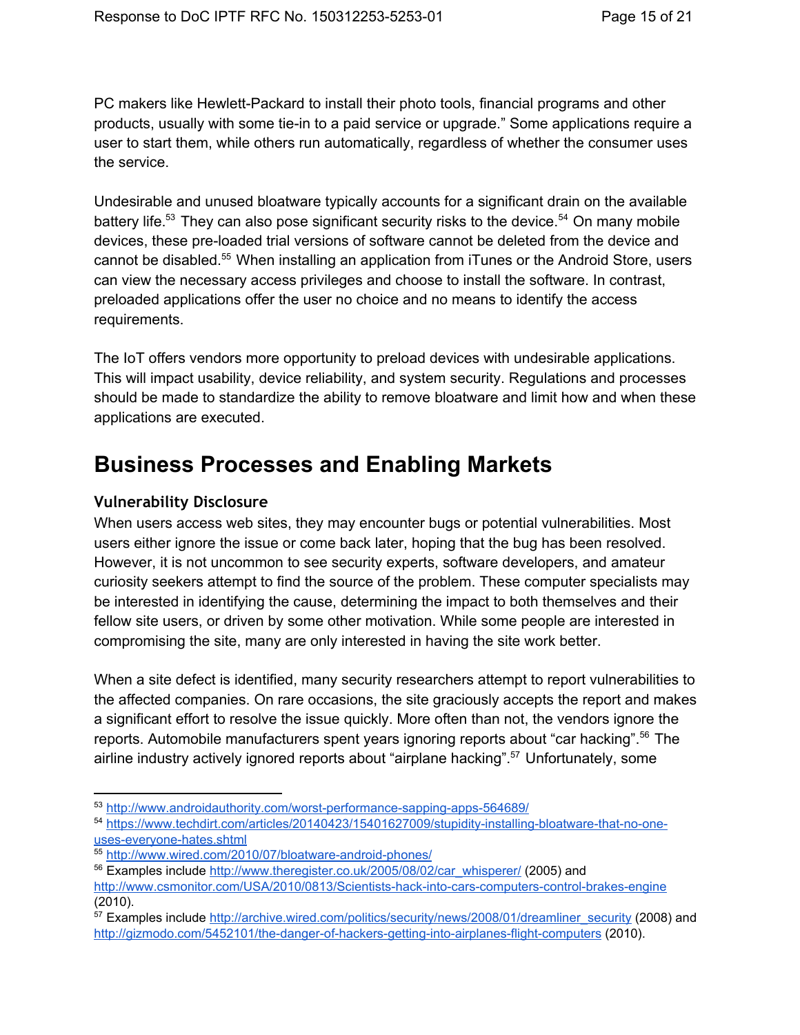PC makers like Hewlett-Packard to install their photo tools, financial programs and other products, usually with some tie-in to a paid service or upgrade." Some applications require a user to start them, while others run automatically, regardless of whether the consumer uses the service.

Undesirable and unused bloatware typically accounts for a significant drain on the available battery life.[53] They can also pose significant security risks to the device.[54] On many mobile devices, these pre-loaded trial versions of software cannot be deleted from the device and cannot be disabled.[55] When installing an application from iTunes or the Android Store, users can view the necessary access privileges and choose to install the software. In contrast, preloaded applications offer the user no choice and no means to identify the access requirements.

The IoT offers vendors more opportunity to preload devices with undesirable applications. This will impact usability, device reliability, and system security. Regulations and processes should be made to standardize the ability to remove bloatware and limit how and when these applications are executed.

# Business Processes and Enabling Markets

### Vulnerability Disclosure

When users access web sites, they may encounter bugs or potential vulnerabilities. Most users either ignore the issue or come back later, hoping that the bug has been resolved. However, it is not uncommon to see security experts, software developers, and amateur curiosity seekers attempt to find the source of the problem. These computer specialists may be interested in identifying the cause, determining the impact to both themselves and their fellow site users, or driven by some other motivation. While some people are interested in compromising the site, many are only interested in having the site work better.

When a site defect is identified, many security researchers attempt to report vulnerabilities to the affected companies. On rare occasions, the site graciously accepts the report and makes a significant effort to resolve the issue quickly. More often than not, the vendors ignore the reports. Automobile manufacturers spent years ignoring reports about "car hacking".[56] The airline industry actively ignored reports about "airplane hacking".[57] Unfortunately, some

---

[53] http://www.androidauthority.com/worst-performance-sapping-apps-564689/

[54] https://www.techdirt.com/articles/20140423/15401627009/stupidity-installing-bloatware-that-no-one-uses-everyone-hates.shtml

[55] http://www.wired.com/2010/07/bloatware-android-phones/

[56] Examples include http://www.theregister.co.uk/2005/08/02/car_whisperer/ (2005) and http://www.csmonitor.com/USA/2010/0813/Scientists-hack-into-cars-computers-control-brakes-engine (2010).

[57] Examples include http://archive.wired.com/politics/security/news/2008/01/dreamliner_security (2008) and http://gizmodo.com/5452101/the-danger-of-hackers-getting-into-airplanes-flight-computers (2010).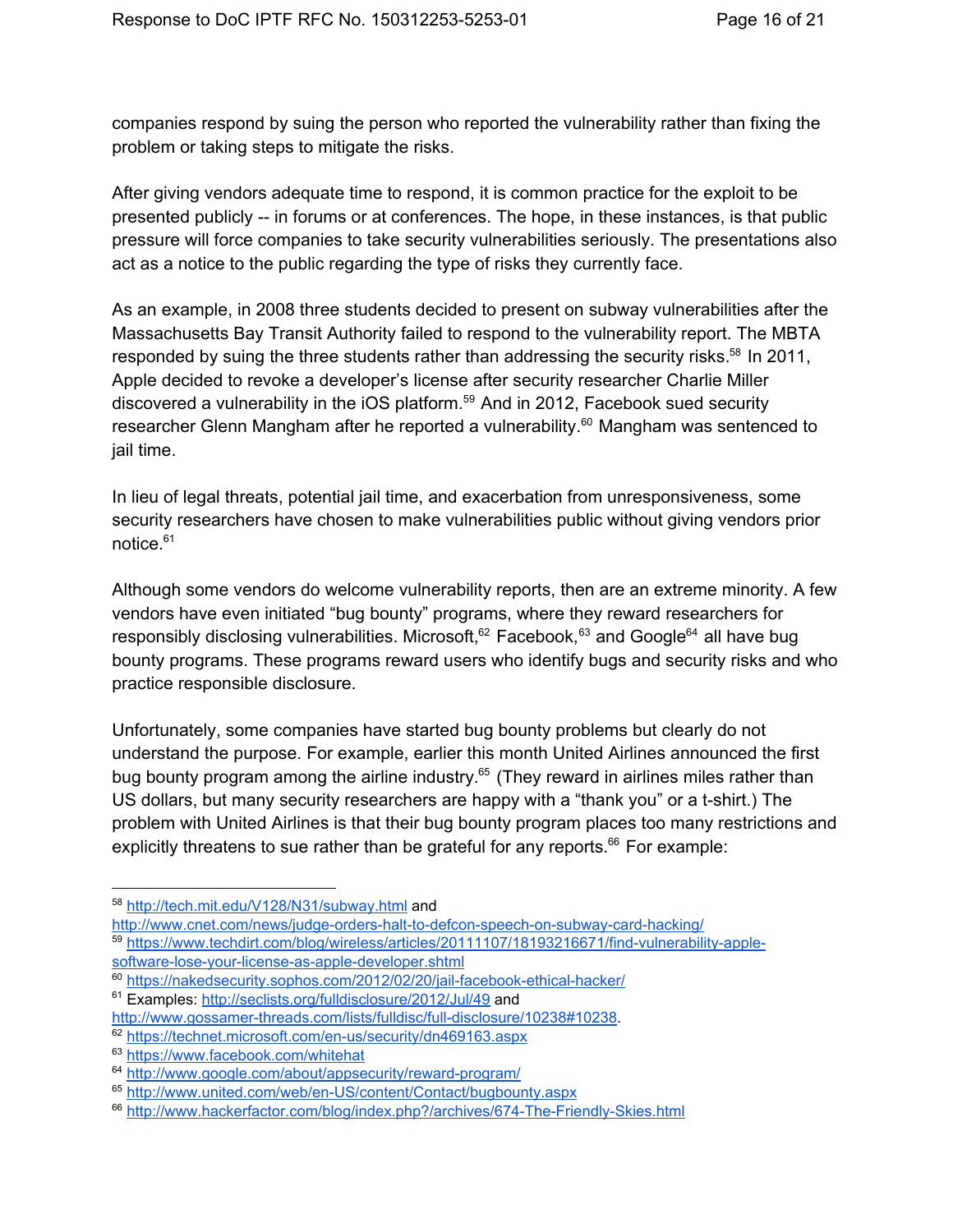companies respond by suing the person who reported the vulnerability rather than fixing the problem or taking steps to mitigate the risks.

After giving vendors adequate time to respond, it is common practice for the exploit to be presented publicly -- in forums or at conferences. The hope, in these instances, is that public pressure will force companies to take security vulnerabilities seriously. The presentations also act as a notice to the public regarding the type of risks they currently face.

As an example, in 2008 three students decided to present on subway vulnerabilities after the Massachusetts Bay Transit Authority failed to respond to the vulnerability report. The MBTA responded by suing the three students rather than addressing the security risks.[58] In 2011, Apple decided to revoke a developer's license after security researcher Charlie Miller discovered a vulnerability in the iOS platform.[59] And in 2012, Facebook sued security researcher Glenn Mangham after he reported a vulnerability.[60] Mangham was sentenced to jail time.

In lieu of legal threats, potential jail time, and exacerbation from unresponsiveness, some security researchers have chosen to make vulnerabilities public without giving vendors prior notice.[61]

Although some vendors do welcome vulnerability reports, then are an extreme minority. A few vendors have even initiated "bug bounty" programs, where they reward researchers for responsibly disclosing vulnerabilities. Microsoft,[62] Facebook,[63] and Google[64] all have bug bounty programs. These programs reward users who identify bugs and security risks and who practice responsible disclosure.

Unfortunately, some companies have started bug bounty problems but clearly do not understand the purpose. For example, earlier this month United Airlines announced the first bug bounty program among the airline industry.[65] (They reward in airlines miles rather than US dollars, but many security researchers are happy with a "thank you" or a t-shirt.) The problem with United Airlines is that their bug bounty program places too many restrictions and explicitly threatens to sue rather than be grateful for any reports.[66] For example:

---

[58] http://tech.mit.edu/V128/N31/subway.html and http://www.cnet.com/news/judge-orders-halt-to-defcon-speech-on-subway-card-hacking/

[59] https://www.techdirt.com/blog/wireless/articles/20111107/18193216671/find-vulnerability-apple-software-lose-your-license-as-apple-developer.shtml

[60] https://nakedsecurity.sophos.com/2012/02/20/jail-facebook-ethical-hacker/

[61] Examples: http://seclists.org/fulldisclosure/2012/Jul/49 and http://www.gossamer-threads.com/lists/fulldisc/full-disclosure/10238#10238.

[62] https://technet.microsoft.com/en-us/security/dn469163.aspx

[63] https://www.facebook.com/whitehat

[64] http://www.google.com/about/appsecurity/reward-program/

[65] http://www.united.com/web/en-US/content/Contact/bugbounty.aspx

[66] http://www.hackerfactor.com/blog/index.php?/archives/674-The-Friendly-Skies.html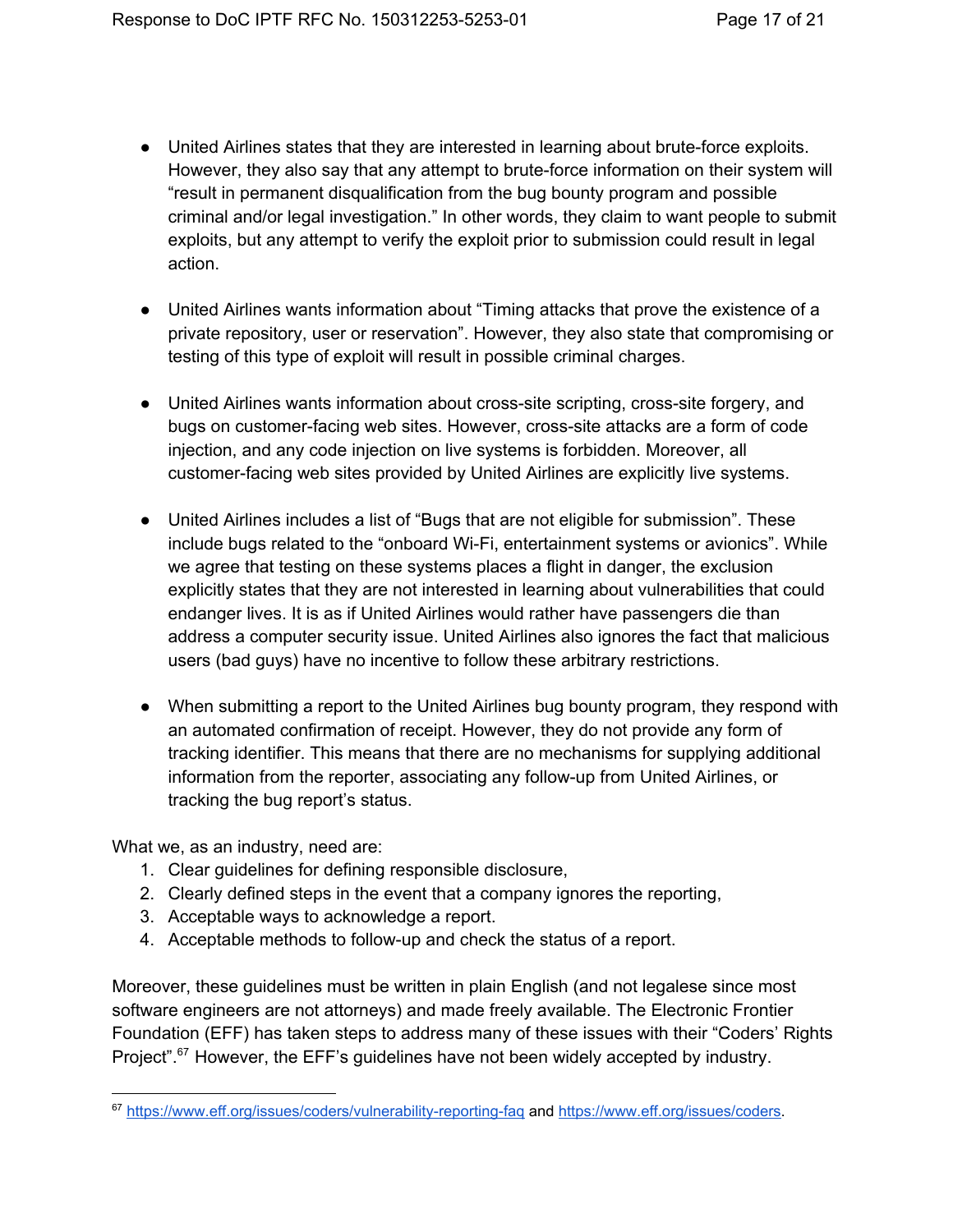- United Airlines states that they are interested in learning about brute-force exploits. However, they also say that any attempt to brute-force information on their system will "result in permanent disqualification from the bug bounty program and possible criminal and/or legal investigation." In other words, they claim to want people to submit exploits, but any attempt to verify the exploit prior to submission could result in legal action.

- United Airlines wants information about "Timing attacks that prove the existence of a private repository, user or reservation". However, they also state that compromising or testing of this type of exploit will result in possible criminal charges.

- United Airlines wants information about cross-site scripting, cross-site forgery, and bugs on customer-facing web sites. However, cross-site attacks are a form of code injection, and any code injection on live systems is forbidden. Moreover, all customer-facing web sites provided by United Airlines are explicitly live systems.

- United Airlines includes a list of "Bugs that are not eligible for submission". These include bugs related to the "onboard Wi-Fi, entertainment systems or avionics". While we agree that testing on these systems places a flight in danger, the exclusion explicitly states that they are not interested in learning about vulnerabilities that could endanger lives. It is as if United Airlines would rather have passengers die than address a computer security issue. United Airlines also ignores the fact that malicious users (bad guys) have no incentive to follow these arbitrary restrictions.

- When submitting a report to the United Airlines bug bounty program, they respond with an automated confirmation of receipt. However, they do not provide any form of tracking identifier. This means that there are no mechanisms for supplying additional information from the reporter, associating any follow-up from United Airlines, or tracking the bug report's status.

What we, as an industry, need are:

1. Clear guidelines for defining responsible disclosure,
2. Clearly defined steps in the event that a company ignores the reporting,
3. Acceptable ways to acknowledge a report.
4. Acceptable methods to follow-up and check the status of a report.

Moreover, these guidelines must be written in plain English (and not legalese since most software engineers are not attorneys) and made freely available. The Electronic Frontier Foundation (EFF) has taken steps to address many of these issues with their "Coders' Rights Project".[67] However, the EFF's guidelines have not been widely accepted by industry.

---

[67] https://www.eff.org/issues/coders/vulnerability-reporting-faq and https://www.eff.org/issues/coders.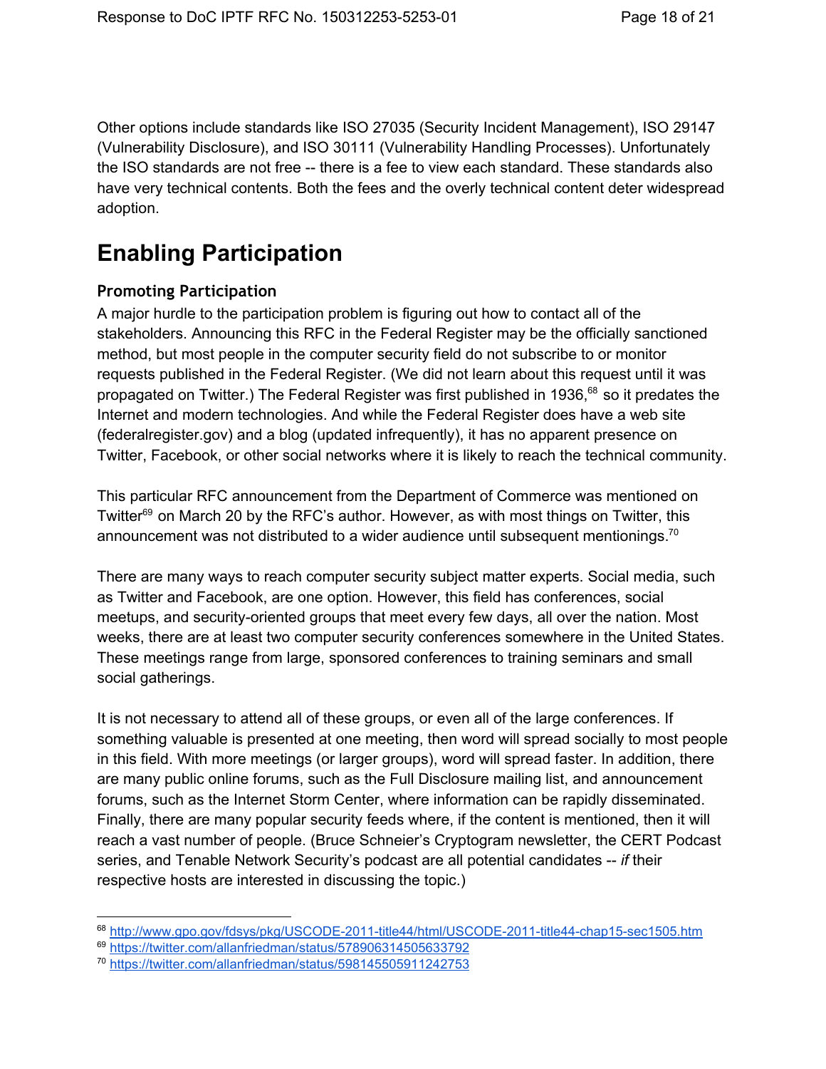Other options include standards like ISO 27035 (Security Incident Management), ISO 29147 (Vulnerability Disclosure), and ISO 30111 (Vulnerability Handling Processes). Unfortunately the ISO standards are not free -- there is a fee to view each standard. These standards also have very technical contents. Both the fees and the overly technical content deter widespread adoption.

# Enabling Participation

### Promoting Participation

A major hurdle to the participation problem is figuring out how to contact all of the stakeholders. Announcing this RFC in the Federal Register may be the officially sanctioned method, but most people in the computer security field do not subscribe to or monitor requests published in the Federal Register. (We did not learn about this request until it was propagated on Twitter.) The Federal Register was first published in 1936,[68] so it predates the Internet and modern technologies. And while the Federal Register does have a web site (federalregister.gov) and a blog (updated infrequently), it has no apparent presence on Twitter, Facebook, or other social networks where it is likely to reach the technical community.

This particular RFC announcement from the Department of Commerce was mentioned on Twitter[69] on March 20 by the RFC's author. However, as with most things on Twitter, this announcement was not distributed to a wider audience until subsequent mentionings.[70]

There are many ways to reach computer security subject matter experts. Social media, such as Twitter and Facebook, are one option. However, this field has conferences, social meetups, and security-oriented groups that meet every few days, all over the nation. Most weeks, there are at least two computer security conferences somewhere in the United States. These meetings range from large, sponsored conferences to training seminars and small social gatherings.

It is not necessary to attend all of these groups, or even all of the large conferences. If something valuable is presented at one meeting, then word will spread socially to most people in this field. With more meetings (or larger groups), word will spread faster. In addition, there are many public online forums, such as the Full Disclosure mailing list, and announcement forums, such as the Internet Storm Center, where information can be rapidly disseminated. Finally, there are many popular security feeds where, if the content is mentioned, then it will reach a vast number of people. (Bruce Schneier's Cryptogram newsletter, the CERT Podcast series, and Tenable Network Security's podcast are all potential candidates -- *if* their respective hosts are interested in discussing the topic.)

---

[68] http://www.gpo.gov/fdsys/pkg/USCODE-2011-title44/html/USCODE-2011-title44-chap15-sec1505.htm

[69] https://twitter.com/allanfriedman/status/578906314505633792

[70] https://twitter.com/allanfriedman/status/598145505911242753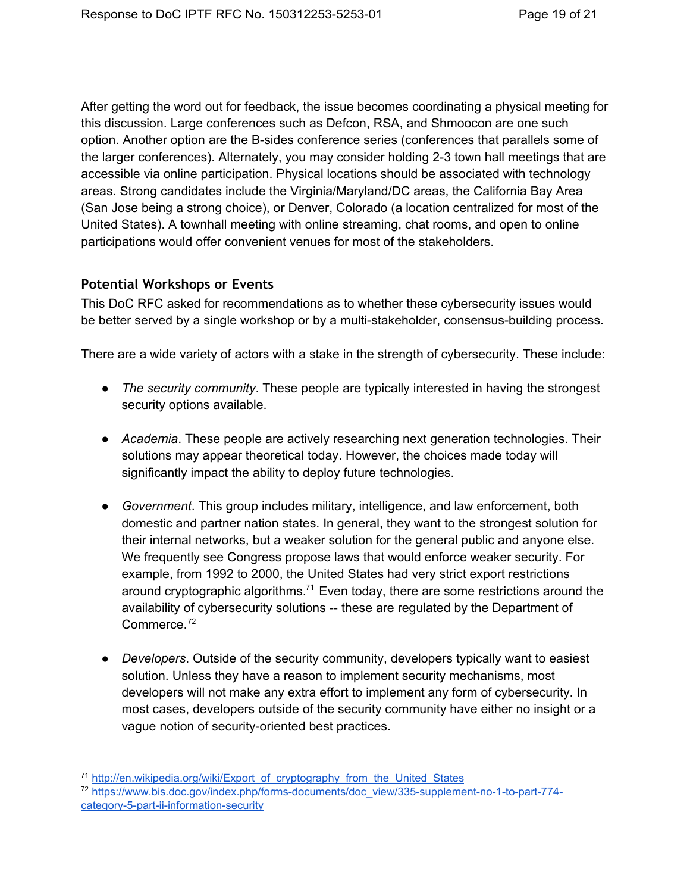After getting the word out for feedback, the issue becomes coordinating a physical meeting for this discussion. Large conferences such as Defcon, RSA, and Shmoocon are one such option. Another option are the B-sides conference series (conferences that parallels some of the larger conferences). Alternately, you may consider holding 2-3 town hall meetings that are accessible via online participation. Physical locations should be associated with technology areas. Strong candidates include the Virginia/Maryland/DC areas, the California Bay Area (San Jose being a strong choice), or Denver, Colorado (a location centralized for most of the United States). A townhall meeting with online streaming, chat rooms, and open to online participations would offer convenient venues for most of the stakeholders.

### Potential Workshops or Events

This DoC RFC asked for recommendations as to whether these cybersecurity issues would be better served by a single workshop or by a multi-stakeholder, consensus-building process.

There are a wide variety of actors with a stake in the strength of cybersecurity. These include:

- *The security community*. These people are typically interested in having the strongest security options available.

- *Academia*. These people are actively researching next generation technologies. Their solutions may appear theoretical today. However, the choices made today will significantly impact the ability to deploy future technologies.

- *Government*. This group includes military, intelligence, and law enforcement, both domestic and partner nation states. In general, they want to the strongest solution for their internal networks, but a weaker solution for the general public and anyone else. We frequently see Congress propose laws that would enforce weaker security. For example, from 1992 to 2000, the United States had very strict export restrictions around cryptographic algorithms.[71] Even today, there are some restrictions around the availability of cybersecurity solutions -- these are regulated by the Department of Commerce.[72]

- *Developers*. Outside of the security community, developers typically want to easiest solution. Unless they have a reason to implement security mechanisms, most developers will not make any extra effort to implement any form of cybersecurity. In most cases, developers outside of the security community have either no insight or a vague notion of security-oriented best practices.

---

[71] http://en.wikipedia.org/wiki/Export_of_cryptography_from_the_United_States

[72] https://www.bis.doc.gov/index.php/forms-documents/doc_view/335-supplement-no-1-to-part-774-category-5-part-ii-information-security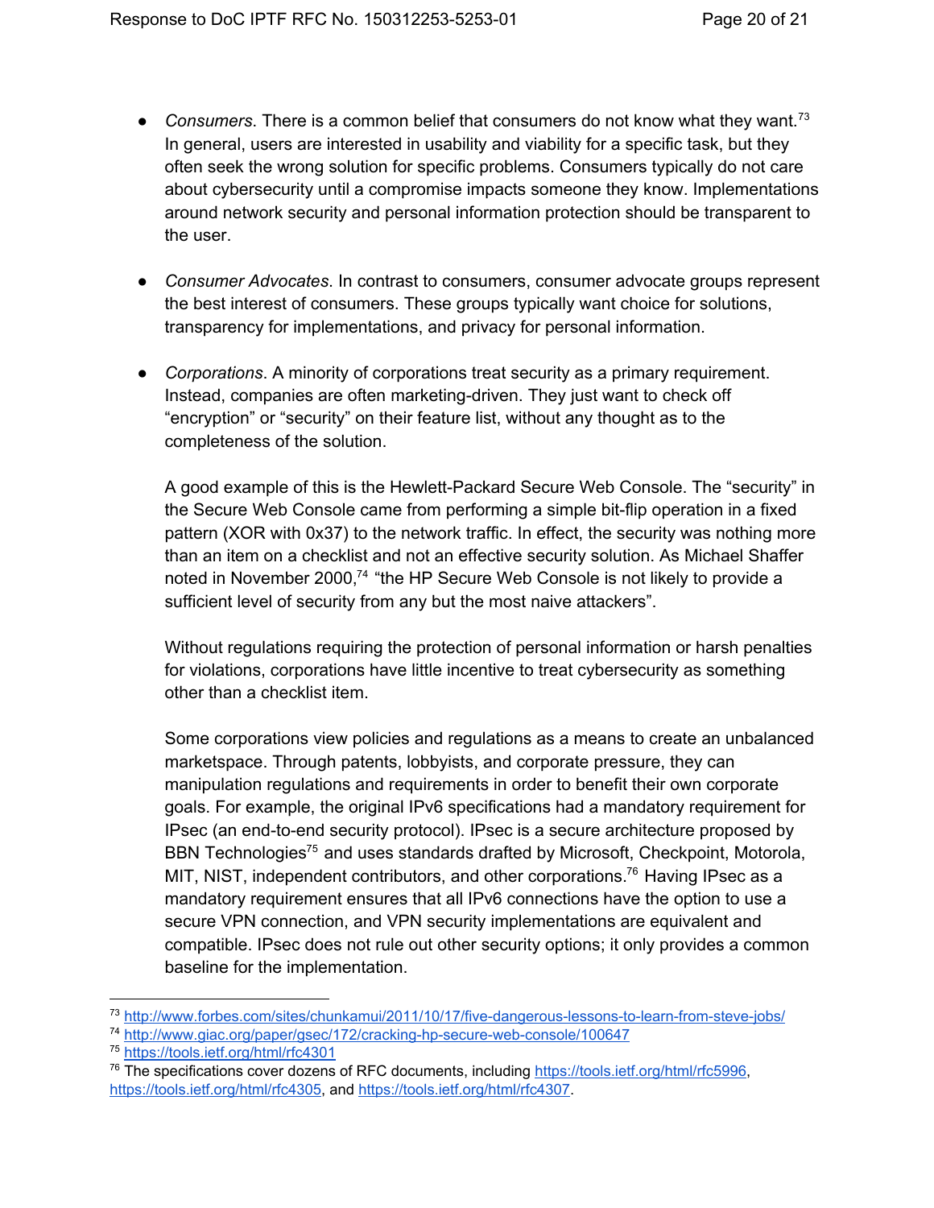- *Consumers*. There is a common belief that consumers do not know what they want.[73] In general, users are interested in usability and viability for a specific task, but they often seek the wrong solution for specific problems. Consumers typically do not care about cybersecurity until a compromise impacts someone they know. Implementations around network security and personal information protection should be transparent to the user.

- *Consumer Advocates*. In contrast to consumers, consumer advocate groups represent the best interest of consumers. These groups typically want choice for solutions, transparency for implementations, and privacy for personal information.

- *Corporations*. A minority of corporations treat security as a primary requirement. Instead, companies are often marketing-driven. They just want to check off "encryption" or "security" on their feature list, without any thought as to the completeness of the solution.

  A good example of this is the Hewlett-Packard Secure Web Console. The "security" in the Secure Web Console came from performing a simple bit-flip operation in a fixed pattern (XOR with 0x37) to the network traffic. In effect, the security was nothing more than an item on a checklist and not an effective security solution. As Michael Shaffer noted in November 2000,[74] "the HP Secure Web Console is not likely to provide a sufficient level of security from any but the most naive attackers".

  Without regulations requiring the protection of personal information or harsh penalties for violations, corporations have little incentive to treat cybersecurity as something other than a checklist item.

  Some corporations view policies and regulations as a means to create an unbalanced marketspace. Through patents, lobbyists, and corporate pressure, they can manipulation regulations and requirements in order to benefit their own corporate goals. For example, the original IPv6 specifications had a mandatory requirement for IPsec (an end-to-end security protocol). IPsec is a secure architecture proposed by BBN Technologies[75] and uses standards drafted by Microsoft, Checkpoint, Motorola, MIT, NIST, independent contributors, and other corporations.[76] Having IPsec as a mandatory requirement ensures that all IPv6 connections have the option to use a secure VPN connection, and VPN security implementations are equivalent and compatible. IPsec does not rule out other security options; it only provides a common baseline for the implementation.

---

[73] http://www.forbes.com/sites/chunkamui/2011/10/17/five-dangerous-lessons-to-learn-from-steve-jobs/

[74] http://www.giac.org/paper/gsec/172/cracking-hp-secure-web-console/100647

[75] https://tools.ietf.org/html/rfc4301

[76] The specifications cover dozens of RFC documents, including https://tools.ietf.org/html/rfc5996, https://tools.ietf.org/html/rfc4305, and https://tools.ietf.org/html/rfc4307.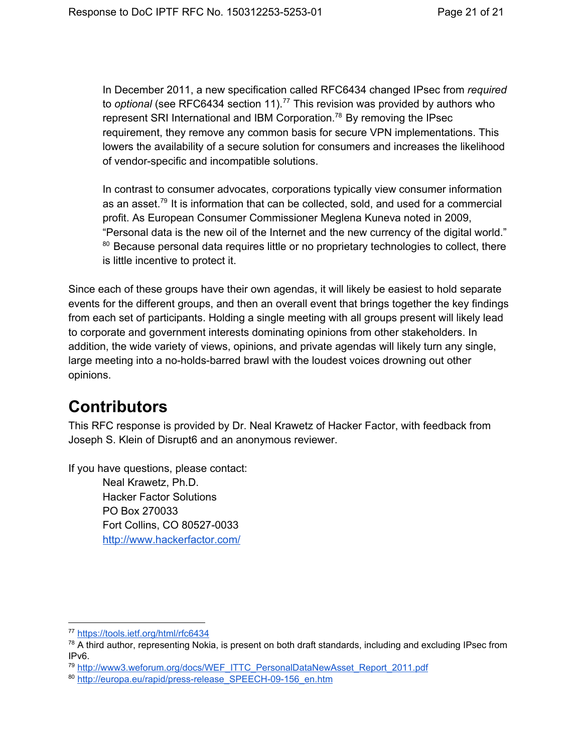> In December 2011, a new specification called RFC6434 changed IPsec from *required* to *optional* (see RFC6434 section 11).[77] This revision was provided by authors who represent SRI International and IBM Corporation.[78] By removing the IPsec requirement, they remove any common basis for secure VPN implementations. This lowers the availability of a secure solution for consumers and increases the likelihood of vendor-specific and incompatible solutions.
>
> In contrast to consumer advocates, corporations typically view consumer information as an asset.[79] It is information that can be collected, sold, and used for a commercial profit. As European Consumer Commissioner Meglena Kuneva noted in 2009, "Personal data is the new oil of the Internet and the new currency of the digital world."[80] Because personal data requires little or no proprietary technologies to collect, there is little incentive to protect it.

Since each of these groups have their own agendas, it will likely be easiest to hold separate events for the different groups, and then an overall event that brings together the key findings from each set of participants. Holding a single meeting with all groups present will likely lead to corporate and government interests dominating opinions from other stakeholders. In addition, the wide variety of views, opinions, and private agendas will likely turn any single, large meeting into a no-holds-barred brawl with the loudest voices drowning out other opinions.

# Contributors

This RFC response is provided by Dr. Neal Krawetz of Hacker Factor, with feedback from Joseph S. Klein of Disrupt6 and an anonymous reviewer.

If you have questions, please contact:

> Neal Krawetz, Ph.D.
> Hacker Factor Solutions
> PO Box 270033
> Fort Collins, CO 80527-0033
> http://www.hackerfactor.com/

---

[77] https://tools.ietf.org/html/rfc6434

[78] A third author, representing Nokia, is present on both draft standards, including and excluding IPsec from IPv6.

[79] http://www3.weforum.org/docs/WEF_ITTC_PersonalDataNewAsset_Report_2011.pdf

[80] http://europa.eu/rapid/press-release_SPEECH-09-156_en.htm